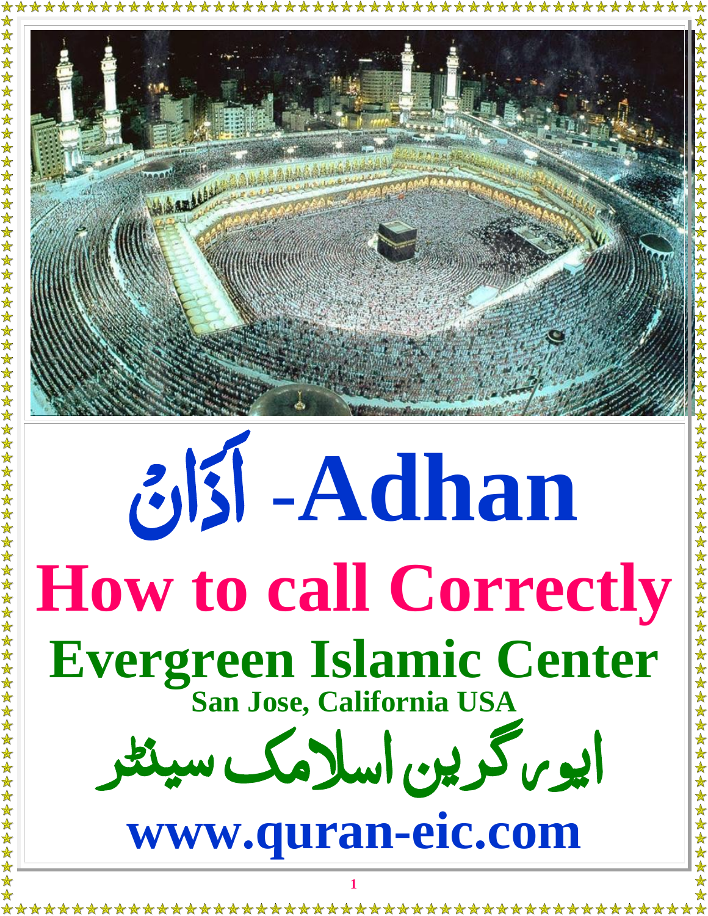# اَذَانُ -Adhan

## How to call Correctly

## Evergreen Islamic Center

**San Jose, California USA**

## ایورگرین اسلامک سینٹر

**www.quran-eic.com**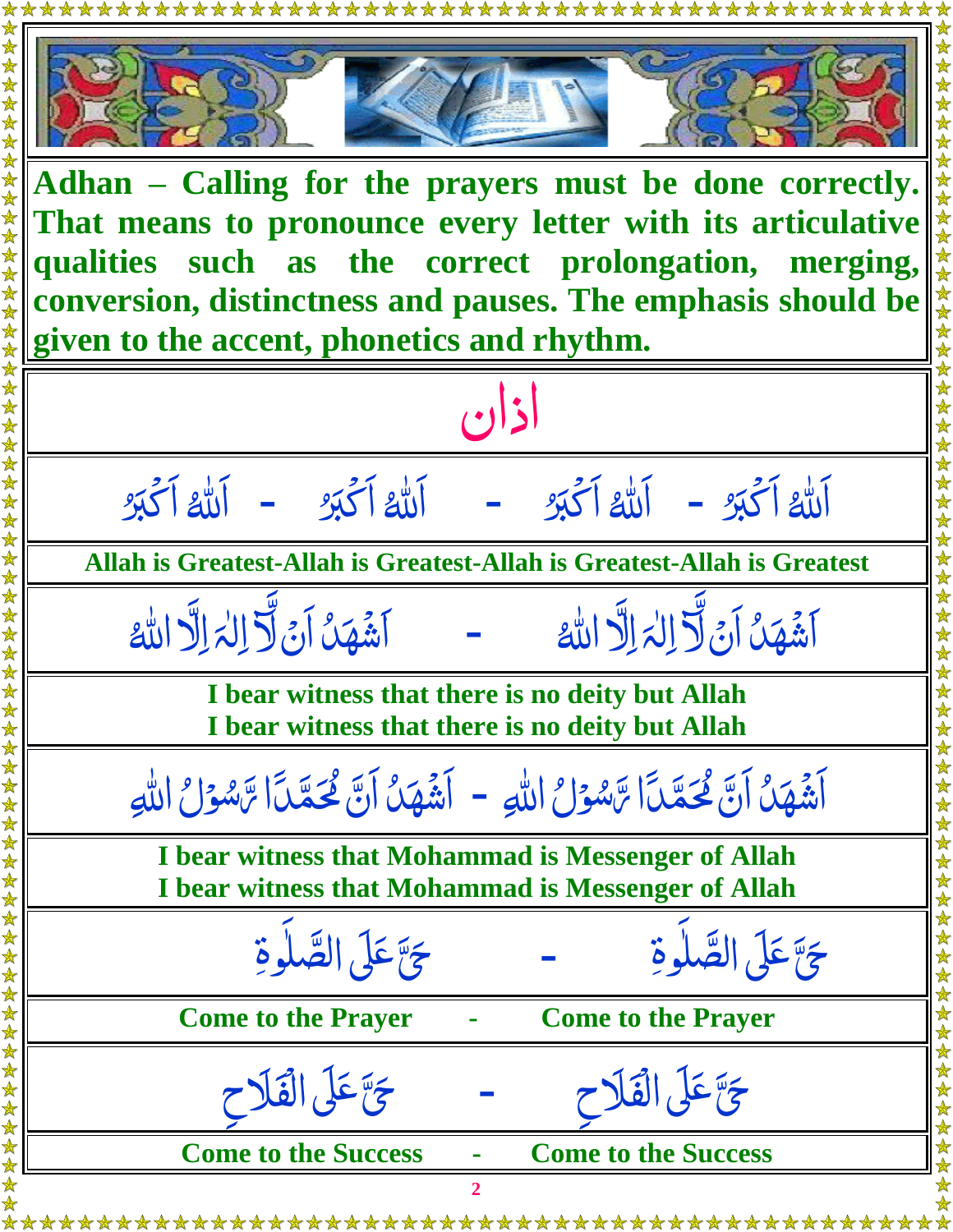**Adhan – Calling for the prayers must be done correctly. That means to pronounce every letter with its articulative qualities such as the correct prolongation, merging, conversion, distinctness and pauses. The emphasis should be given to the accent, phonetics and rhythm.**

# اذان

اَللّٰہُ اَکۡبَرُ - اَللّٰہُ اَکۡبَرُ - اَللّٰہُ اَکۡبَرُ - اَللّٰہُ اَکۡبَرُ

**Allah is Greatest-Allah is Greatest-Allah is Greatest-Allah is Greatest**

اَشۡهَدُ اَنۡ لَّآ اِلٰہَ اِلَّا اللّٰہُ - اَشۡهَدُ اَنۡ لَّآ اِلٰہَ اِلَّا اللّٰہُ

**I bear witness that there is no deity but Allah**
**I bear witness that there is no deity but Allah**

اَشۡهَدُ اَنَّ مُحَمَّدًا رَّسُوۡلُ اللّٰہِ - اَشۡهَدُ اَنَّ مُحَمَّدًا رَّسُوۡلُ اللّٰہِ

**I bear witness that Mohammad is Messenger of Allah**
**I bear witness that Mohammad is Messenger of Allah**

حَیَّ عَلَی الصَّلٰوۃِ - حَیَّ عَلَی الصَّلٰوۃِ

**Come to the Prayer - Come to the Prayer**

حَیَّ عَلَی الۡفَلَاحِ - حَیَّ عَلَی الۡفَلَاحِ

**Come to the Success - Come to the Success**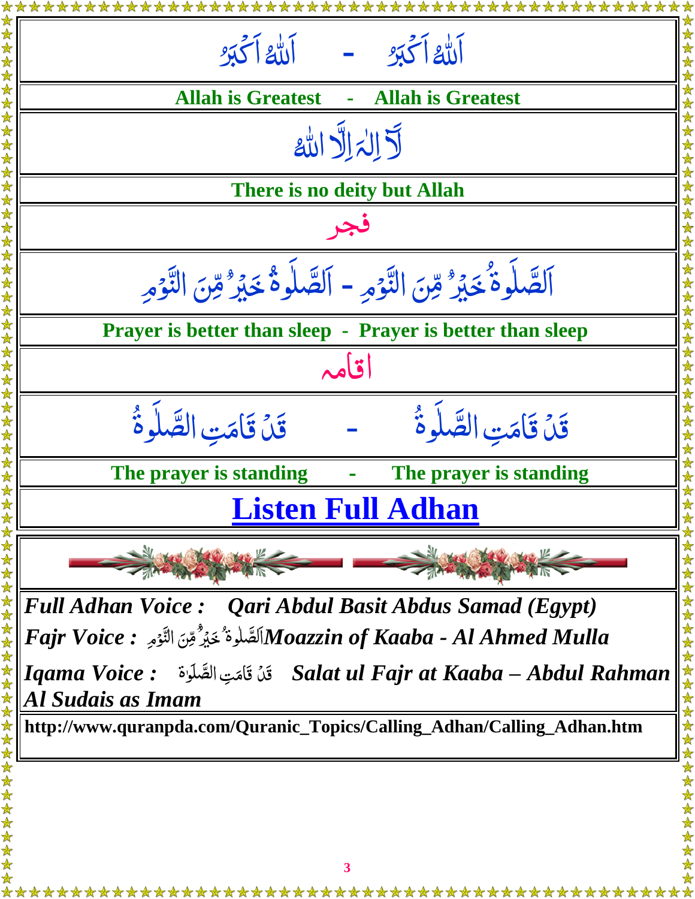اَللّٰهُ اَكْبَرُ - اَللّٰهُ اَكْبَرُ

**Allah is Greatest - Allah is Greatest**

لَآ اِلٰهَ اِلَّا اللّٰهُ

**There is no deity but Allah**

فجر

اَلصَّلٰوةُ خَيْرٌ مِّنَ النَّوْمِ - اَلصَّلٰوةُ خَيْرٌ مِّنَ النَّوْمِ

**Prayer is better than sleep - Prayer is better than sleep**

اقامہ

قَدْ قَامَتِ الصَّلٰوةُ - قَدْ قَامَتِ الصَّلٰوةُ

**The prayer is standing - The prayer is standing**

## Listen Full Adhan

***Full Adhan Voice : Qari Abdul Basit Abdus Samad (Egypt)***

***Fajr Voice :*** اَلصَّلٰوةُ خَيْرٌ مِّنَ النَّوْمِ ***Moazzin of Kaaba - Al Ahmed Mulla***

***Iqama Voice :*** قَدْ قَامَتِ الصَّلٰوة ***Salat ul Fajr at Kaaba – Abdul Rahman Al Sudais as Imam***

**http://www.quranpda.com/Quranic_Topics/Calling_Adhan/Calling_Adhan.htm**